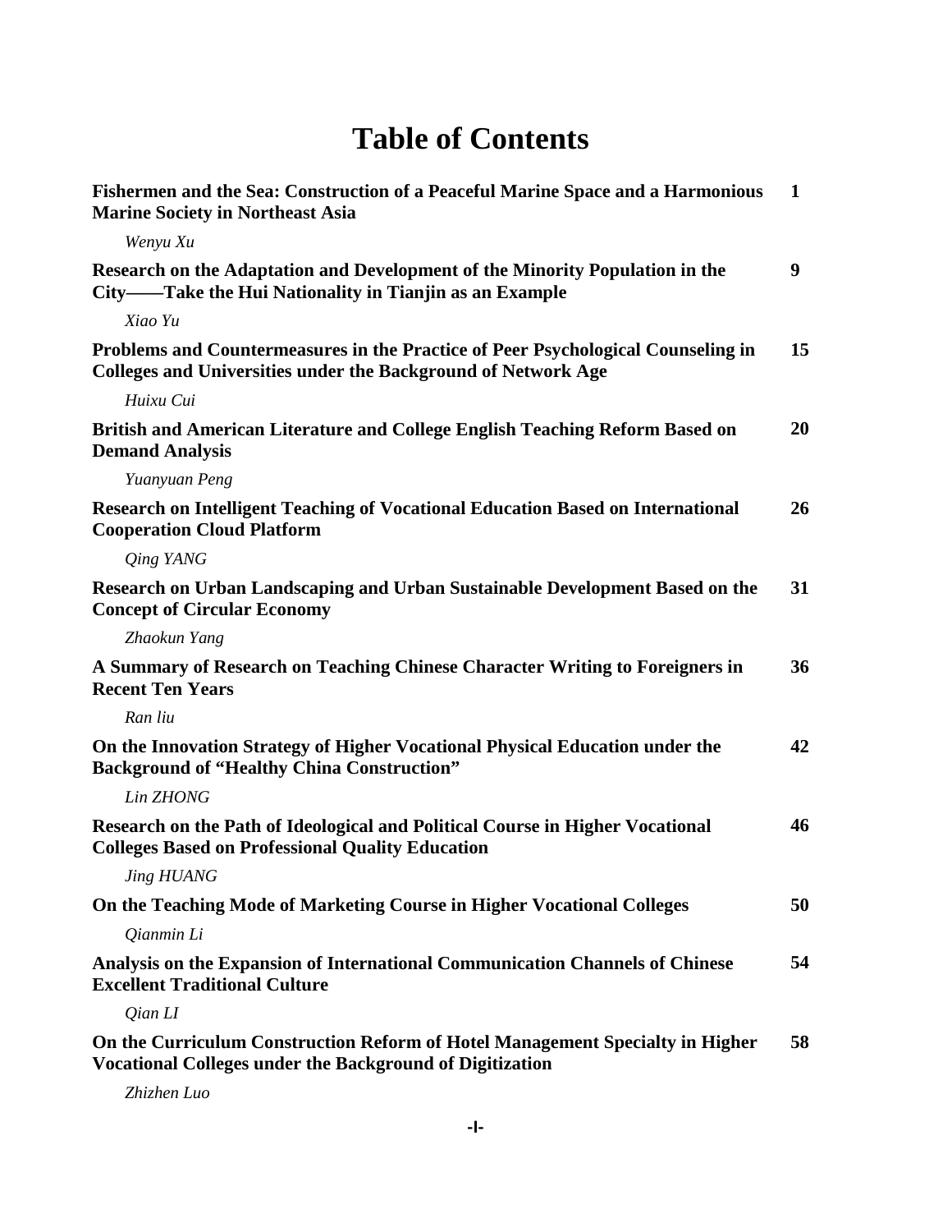# Table of Contents

| | |
|---|---|
| **Fishermen and the Sea: Construction of a Peaceful Marine Space and a Harmonious Marine Society in Northeast Asia** | **1** |
| *Wenyu Xu* | |
| **Research on the Adaptation and Development of the Minority Population in the City——Take the Hui Nationality in Tianjin as an Example** | **9** |
| *Xiao Yu* | |
| **Problems and Countermeasures in the Practice of Peer Psychological Counseling in Colleges and Universities under the Background of Network Age** | **15** |
| *Huixu Cui* | |
| **British and American Literature and College English Teaching Reform Based on Demand Analysis** | **20** |
| *Yuanyuan Peng* | |
| **Research on Intelligent Teaching of Vocational Education Based on International Cooperation Cloud Platform** | **26** |
| *Qing YANG* | |
| **Research on Urban Landscaping and Urban Sustainable Development Based on the Concept of Circular Economy** | **31** |
| *Zhaokun Yang* | |
| **A Summary of Research on Teaching Chinese Character Writing to Foreigners in Recent Ten Years** | **36** |
| *Ran liu* | |
| **On the Innovation Strategy of Higher Vocational Physical Education under the Background of "Healthy China Construction"** | **42** |
| *Lin ZHONG* | |
| **Research on the Path of Ideological and Political Course in Higher Vocational Colleges Based on Professional Quality Education** | **46** |
| *Jing HUANG* | |
| **On the Teaching Mode of Marketing Course in Higher Vocational Colleges** | **50** |
| *Qianmin Li* | |
| **Analysis on the Expansion of International Communication Channels of Chinese Excellent Traditional Culture** | **54** |
| *Qian LI* | |
| **On the Curriculum Construction Reform of Hotel Management Specialty in Higher Vocational Colleges under the Background of Digitization** | **58** |
| *Zhizhen Luo* | |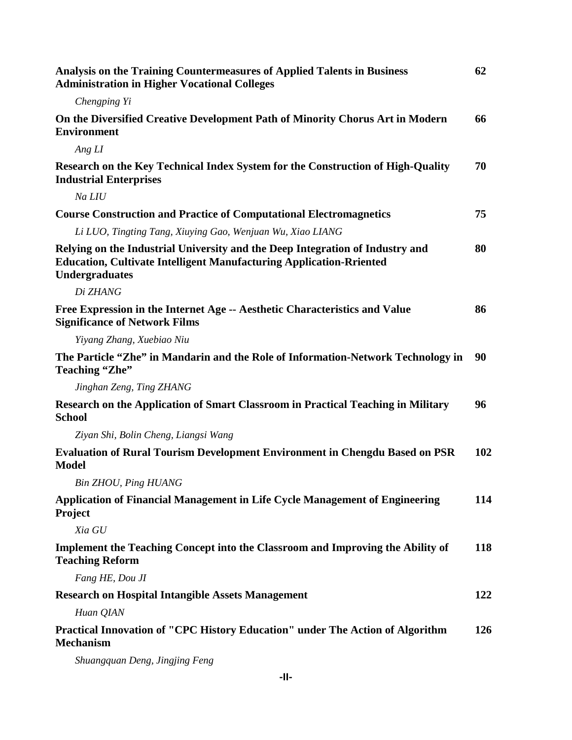| | |
|---|---|
| **Analysis on the Training Countermeasures of Applied Talents in Business Administration in Higher Vocational Colleges** | **62** |
| *Chengping Yi* | |
| **On the Diversified Creative Development Path of Minority Chorus Art in Modern Environment** | **66** |
| *Ang LI* | |
| **Research on the Key Technical Index System for the Construction of High-Quality Industrial Enterprises** | **70** |
| *Na LIU* | |
| **Course Construction and Practice of Computational Electromagnetics** | **75** |
| *Li LUO, Tingting Tang, Xiuying Gao, Wenjuan Wu, Xiao LIANG* | |
| **Relying on the Industrial University and the Deep Integration of Industry and Education, Cultivate Intelligent Manufacturing Application-Rriented Undergraduates** | **80** |
| *Di ZHANG* | |
| **Free Expression in the Internet Age -- Aesthetic Characteristics and Value Significance of Network Films** | **86** |
| *Yiyang Zhang, Xuebiao Niu* | |
| **The Particle "Zhe" in Mandarin and the Role of Information-Network Technology in Teaching "Zhe"** | **90** |
| *Jinghan Zeng, Ting ZHANG* | |
| **Research on the Application of Smart Classroom in Practical Teaching in Military School** | **96** |
| *Ziyan Shi, Bolin Cheng, Liangsi Wang* | |
| **Evaluation of Rural Tourism Development Environment in Chengdu Based on PSR Model** | **102** |
| *Bin ZHOU, Ping HUANG* | |
| **Application of Financial Management in Life Cycle Management of Engineering Project** | **114** |
| *Xia GU* | |
| **Implement the Teaching Concept into the Classroom and Improving the Ability of Teaching Reform** | **118** |
| *Fang HE, Dou JI* | |
| **Research on Hospital Intangible Assets Management** | **122** |
| *Huan QIAN* | |
| **Practical Innovation of "CPC History Education" under The Action of Algorithm Mechanism** | **126** |
| *Shuangquan Deng, Jingjing Feng* | |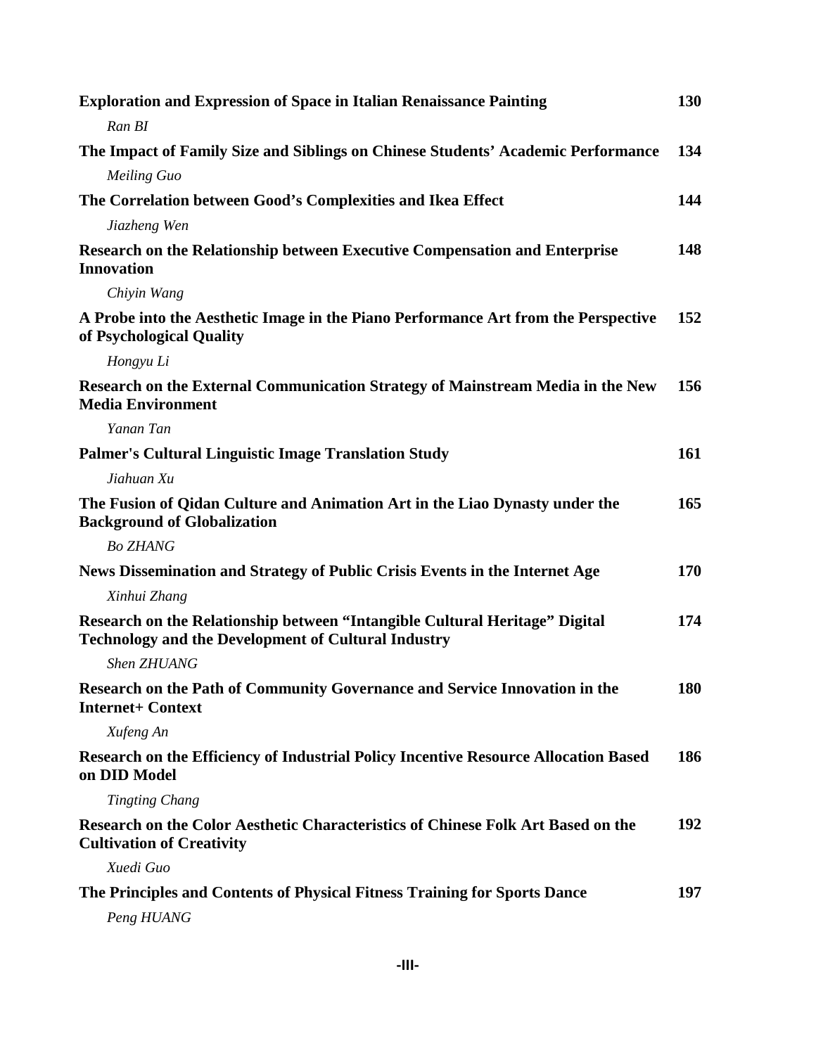| | |
|---|---|
| **Exploration and Expression of Space in Italian Renaissance Painting** | **130** |
| *Ran BI* | |
| **The Impact of Family Size and Siblings on Chinese Students' Academic Performance** | **134** |
| *Meiling Guo* | |
| **The Correlation between Good's Complexities and Ikea Effect** | **144** |
| *Jiazheng Wen* | |
| **Research on the Relationship between Executive Compensation and Enterprise Innovation** | **148** |
| *Chiyin Wang* | |
| **A Probe into the Aesthetic Image in the Piano Performance Art from the Perspective of Psychological Quality** | **152** |
| *Hongyu Li* | |
| **Research on the External Communication Strategy of Mainstream Media in the New Media Environment** | **156** |
| *Yanan Tan* | |
| **Palmer's Cultural Linguistic Image Translation Study** | **161** |
| *Jiahuan Xu* | |
| **The Fusion of Qidan Culture and Animation Art in the Liao Dynasty under the Background of Globalization** | **165** |
| *Bo ZHANG* | |
| **News Dissemination and Strategy of Public Crisis Events in the Internet Age** | **170** |
| *Xinhui Zhang* | |
| **Research on the Relationship between "Intangible Cultural Heritage" Digital Technology and the Development of Cultural Industry** | **174** |
| *Shen ZHUANG* | |
| **Research on the Path of Community Governance and Service Innovation in the Internet+ Context** | **180** |
| *Xufeng An* | |
| **Research on the Efficiency of Industrial Policy Incentive Resource Allocation Based on DID Model** | **186** |
| *Tingting Chang* | |
| **Research on the Color Aesthetic Characteristics of Chinese Folk Art Based on the Cultivation of Creativity** | **192** |
| *Xuedi Guo* | |
| **The Principles and Contents of Physical Fitness Training for Sports Dance** | **197** |
| *Peng HUANG* | |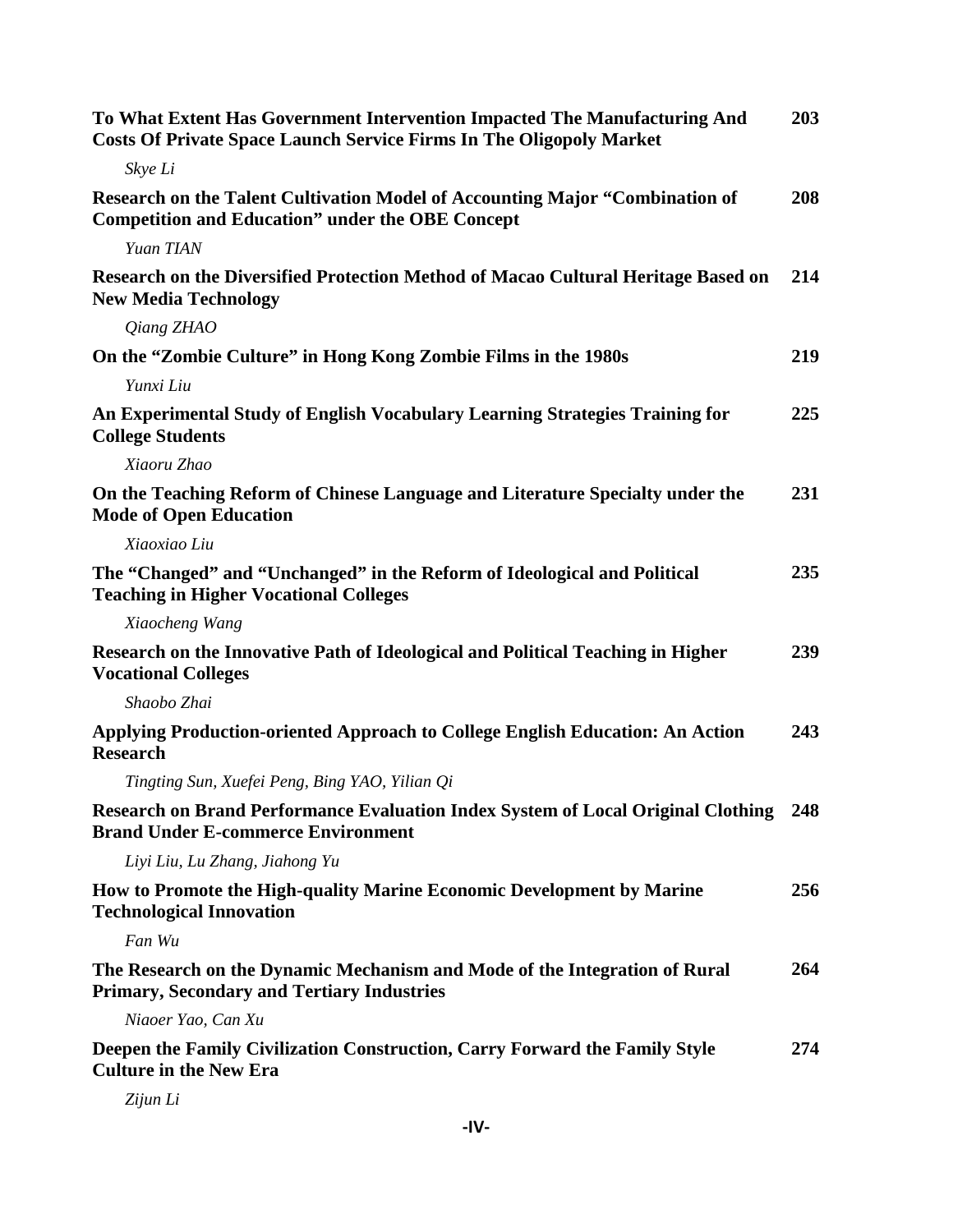**To What Extent Has Government Intervention Impacted The Manufacturing And Costs Of Private Space Launch Service Firms In The Oligopoly Market** 203

*Skye Li*

**Research on the Talent Cultivation Model of Accounting Major "Combination of Competition and Education" under the OBE Concept** 208

*Yuan TIAN*

**Research on the Diversified Protection Method of Macao Cultural Heritage Based on New Media Technology** 214

*Qiang ZHAO*

**On the "Zombie Culture" in Hong Kong Zombie Films in the 1980s** 219

*Yunxi Liu*

**An Experimental Study of English Vocabulary Learning Strategies Training for College Students** 225

*Xiaoru Zhao*

**On the Teaching Reform of Chinese Language and Literature Specialty under the Mode of Open Education** 231

*Xiaoxiao Liu*

**The "Changed" and "Unchanged" in the Reform of Ideological and Political Teaching in Higher Vocational Colleges** 235

*Xiaocheng Wang*

**Research on the Innovative Path of Ideological and Political Teaching in Higher Vocational Colleges** 239

*Shaobo Zhai*

**Applying Production-oriented Approach to College English Education: An Action Research** 243

*Tingting Sun, Xuefei Peng, Bing YAO, Yilian Qi*

**Research on Brand Performance Evaluation Index System of Local Original Clothing Brand Under E-commerce Environment** 248

*Liyi Liu, Lu Zhang, Jiahong Yu*

**How to Promote the High-quality Marine Economic Development by Marine Technological Innovation** 256

*Fan Wu*

**The Research on the Dynamic Mechanism and Mode of the Integration of Rural Primary, Secondary and Tertiary Industries** 264

*Niaoer Yao, Can Xu*

**Deepen the Family Civilization Construction, Carry Forward the Family Style Culture in the New Era** 274

*Zijun Li*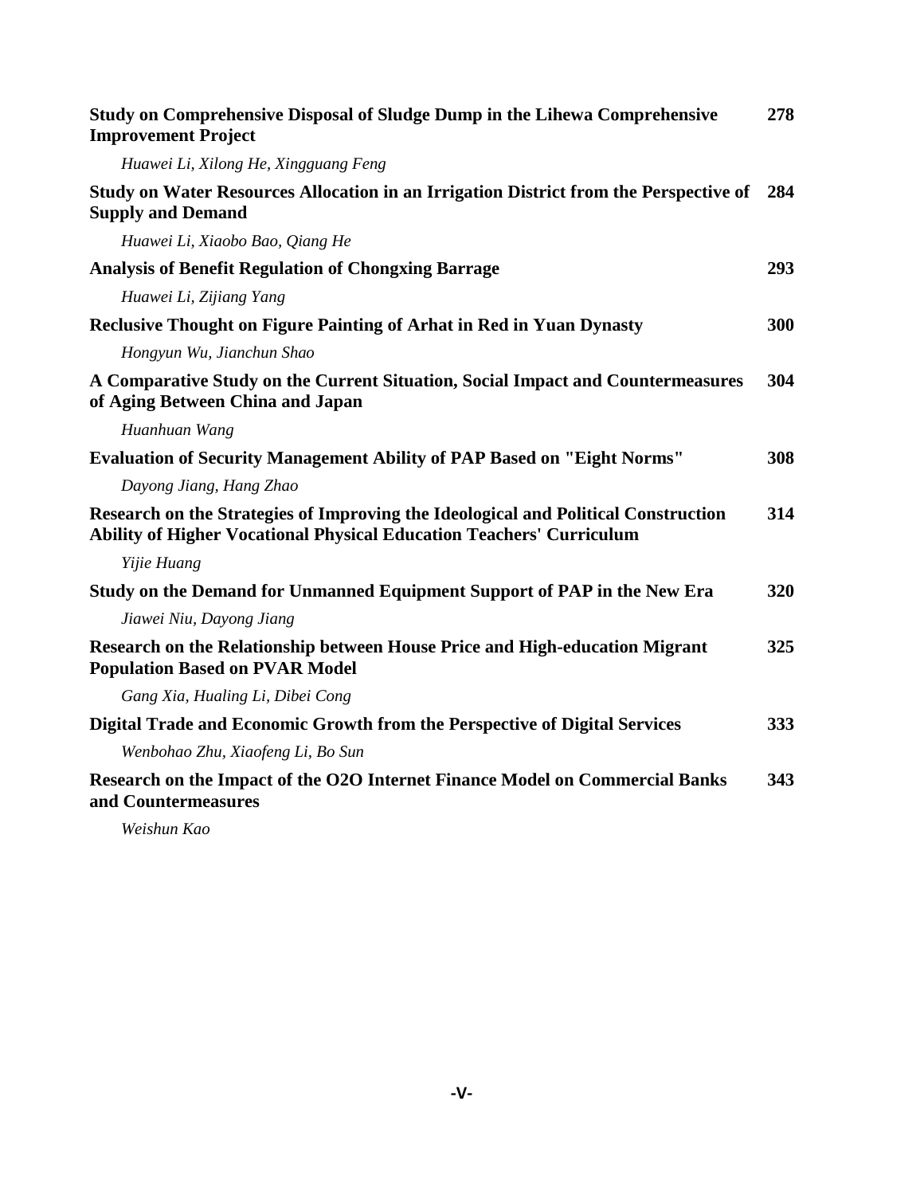**Study on Comprehensive Disposal of Sludge Dump in the Lihewa Comprehensive Improvement Project** 278

*Huawei Li, Xilong He, Xingguang Feng*

**Study on Water Resources Allocation in an Irrigation District from the Perspective of Supply and Demand** 284

*Huawei Li, Xiaobo Bao, Qiang He*

**Analysis of Benefit Regulation of Chongxing Barrage** 293

*Huawei Li, Zijiang Yang*

**Reclusive Thought on Figure Painting of Arhat in Red in Yuan Dynasty** 300

*Hongyun Wu, Jianchun Shao*

**A Comparative Study on the Current Situation, Social Impact and Countermeasures of Aging Between China and Japan** 304

*Huanhuan Wang*

**Evaluation of Security Management Ability of PAP Based on "Eight Norms"** 308

*Dayong Jiang, Hang Zhao*

**Research on the Strategies of Improving the Ideological and Political Construction Ability of Higher Vocational Physical Education Teachers' Curriculum** 314

*Yijie Huang*

**Study on the Demand for Unmanned Equipment Support of PAP in the New Era** 320

*Jiawei Niu, Dayong Jiang*

**Research on the Relationship between House Price and High-education Migrant Population Based on PVAR Model** 325

*Gang Xia, Hualing Li, Dibei Cong*

**Digital Trade and Economic Growth from the Perspective of Digital Services** 333

*Wenbohao Zhu, Xiaofeng Li, Bo Sun*

**Research on the Impact of the O2O Internet Finance Model on Commercial Banks and Countermeasures** 343

*Weishun Kao*